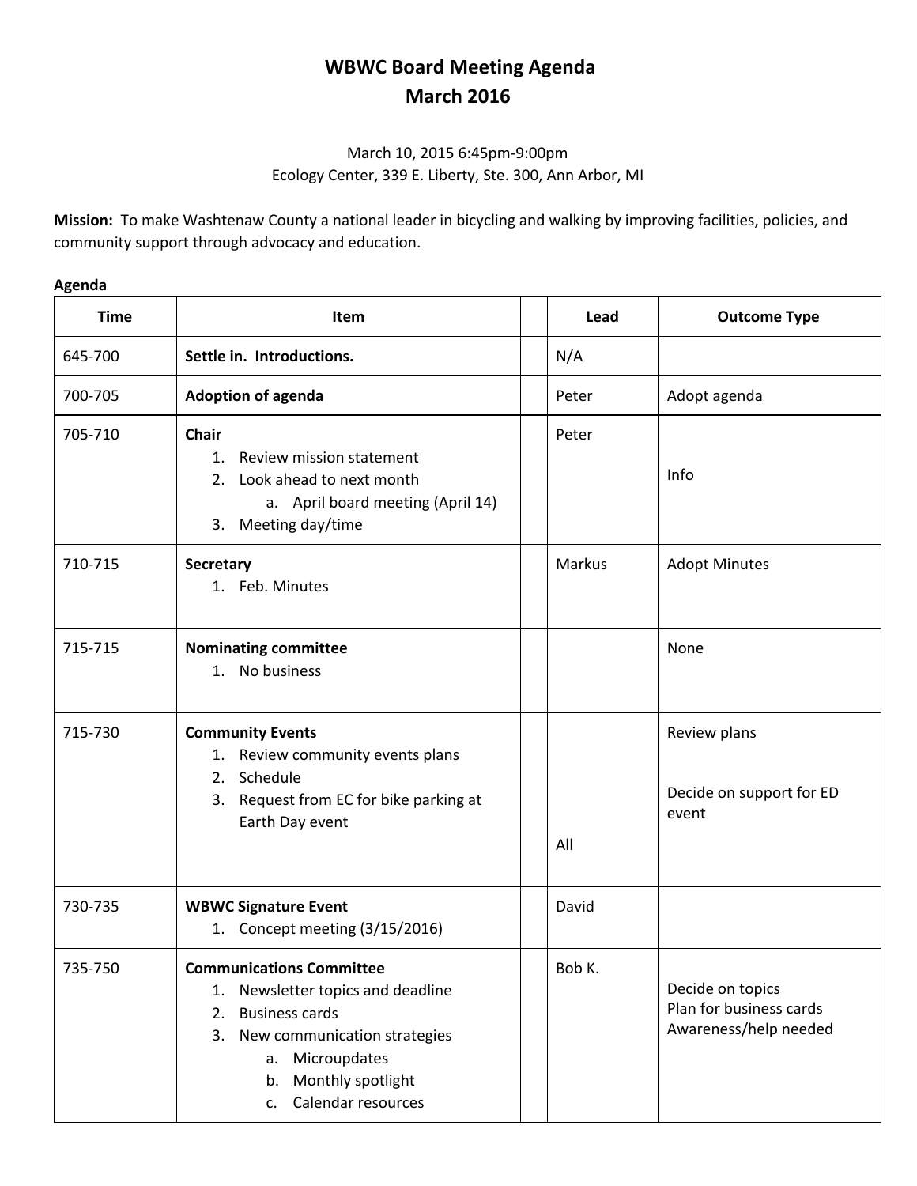# WBWC Board Meeting Agenda
## March 2016

March 10, 2015 6:45pm-9:00pm
Ecology Center, 339 E. Liberty, Ste. 300, Ann Arbor, MI

**Mission:** To make Washtenaw County a national leader in bicycling and walking by improving facilities, policies, and community support through advocacy and education.

**Agenda**

| Time | Item | | Lead | Outcome Type |
|---|---|---|---|---|
| 645-700 | **Settle in. Introductions.** | | N/A | |
| 700-705 | **Adoption of agenda** | | Peter | Adopt agenda |
| 705-710 | **Chair**<br>1. Review mission statement<br>2. Look ahead to next month<br>a. April board meeting (April 14)<br>3. Meeting day/time | | Peter | Info |
| 710-715 | **Secretary**<br>1. Feb. Minutes | | Markus | Adopt Minutes |
| 715-715 | **Nominating committee**<br>1. No business | | | None |
| 715-730 | **Community Events**<br>1. Review community events plans<br>2. Schedule<br>3. Request from EC for bike parking at Earth Day event | | All | Review plans<br><br>Decide on support for ED event |
| 730-735 | **WBWC Signature Event**<br>1. Concept meeting (3/15/2016) | | David | |
| 735-750 | **Communications Committee**<br>1. Newsletter topics and deadline<br>2. Business cards<br>3. New communication strategies<br>a. Microupdates<br>b. Monthly spotlight<br>c. Calendar resources | | Bob K. | Decide on topics<br>Plan for business cards<br>Awareness/help needed |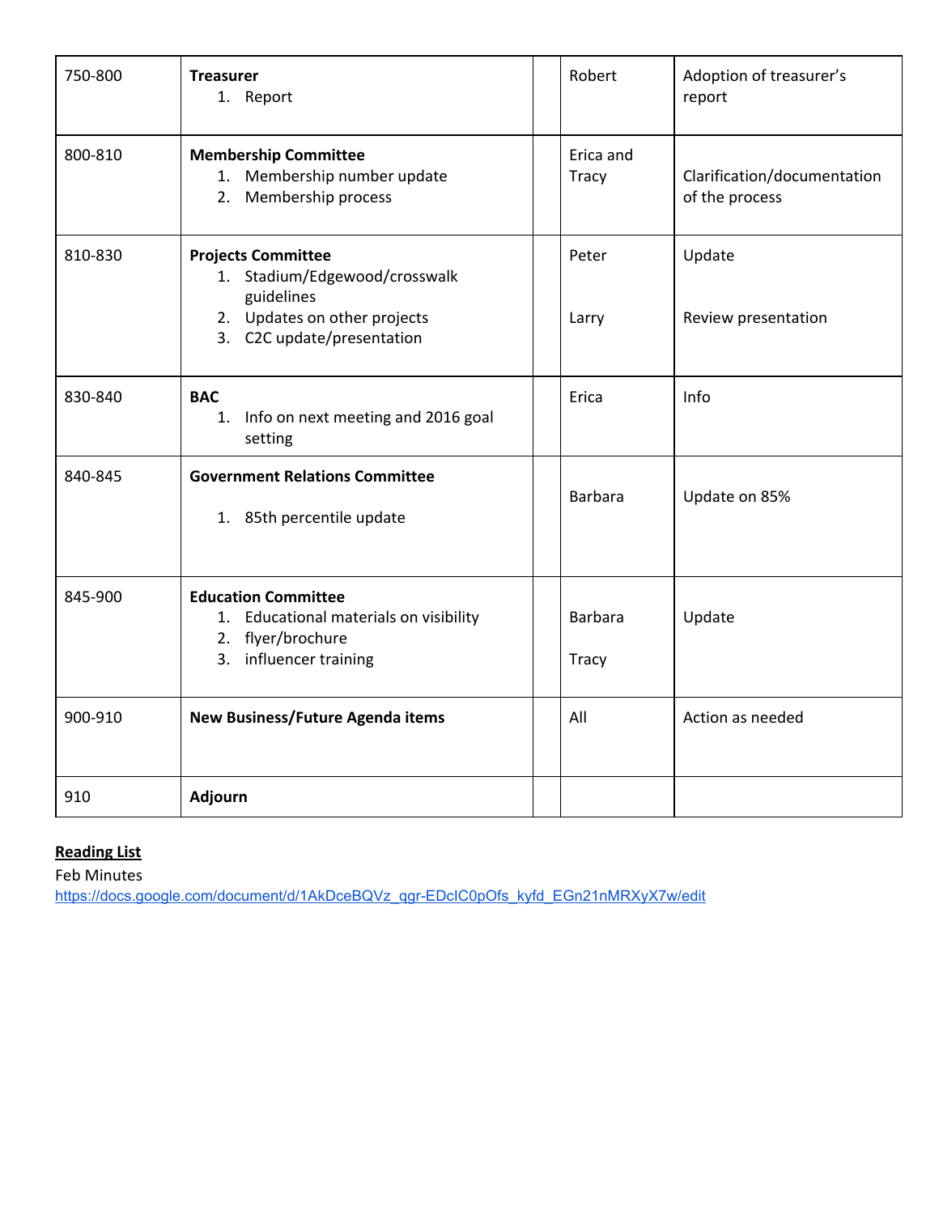| | | | | |
|---|---|---|---|---|
| 750-800 | **Treasurer**<br>1. Report | | Robert | Adoption of treasurer's report |
| 800-810 | **Membership Committee**<br>1. Membership number update<br>2. Membership process | | Erica and Tracy | Clarification/documentation of the process |
| 810-830 | **Projects Committee**<br>1. Stadium/Edgewood/crosswalk guidelines<br>2. Updates on other projects<br>3. C2C update/presentation | | Peter<br><br>Larry | Update<br><br>Review presentation |
| 830-840 | **BAC**<br>1. Info on next meeting and 2016 goal setting | | Erica | Info |
| 840-845 | **Government Relations Committee**<br><br>1. 85th percentile update | | Barbara | Update on 85% |
| 845-900 | **Education Committee**<br>1. Educational materials on visibility<br>2. flyer/brochure<br>3. influencer training | | Barbara<br><br>Tracy | Update |
| 900-910 | **New Business/Future Agenda items** | | All | Action as needed |
| 910 | **Adjourn** | | | |

**Reading List**

Feb Minutes
https://docs.google.com/document/d/1AkDceBQVz_qgr-EDcIC0pOfs_kyfd_EGn21nMRXyX7w/edit